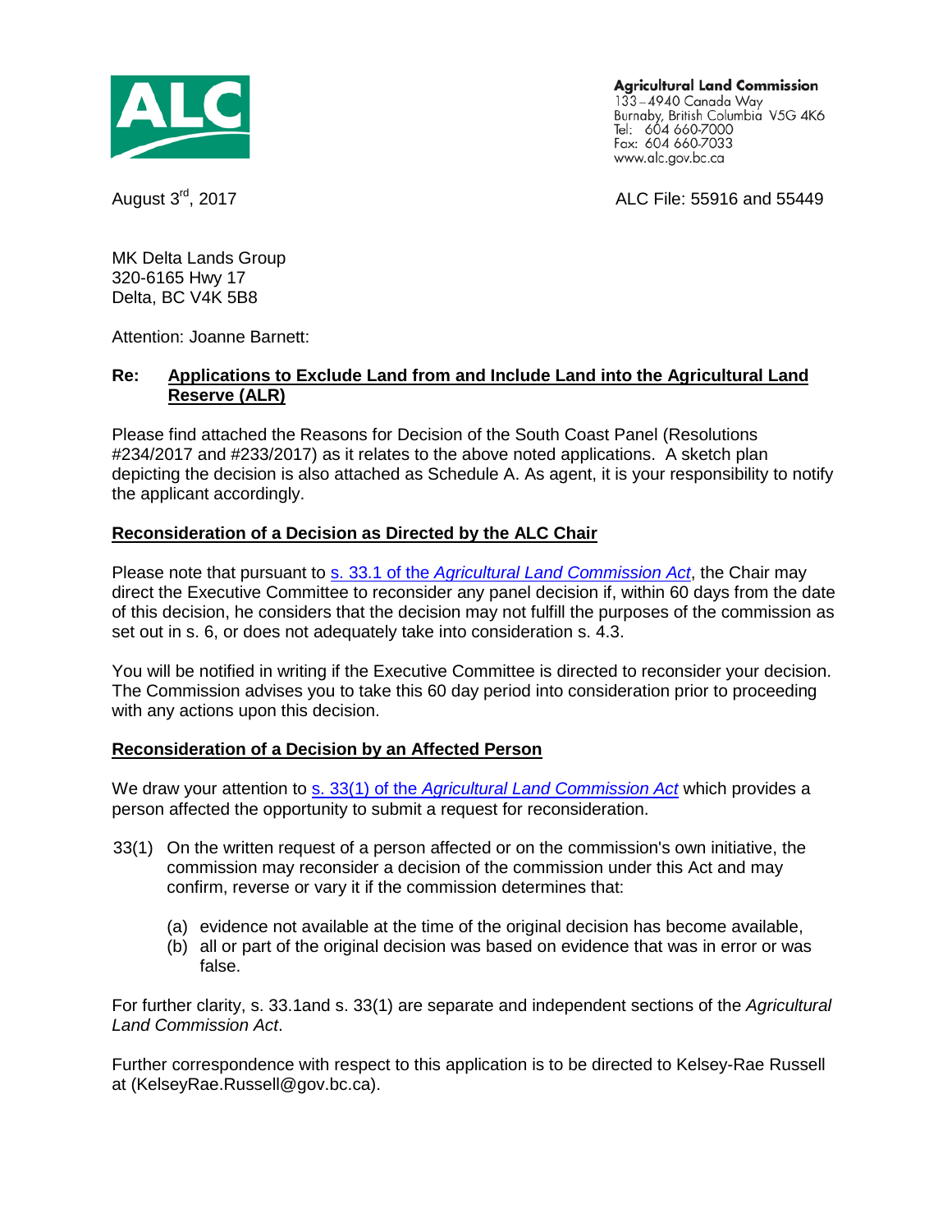Agricultural Land Commission
133 – 4940 Canada Way
Burnaby, British Columbia V5G 4K6
Tel: 604 660-7000
Fax: 604 660-7033
www.alc.gov.bc.ca

August 3rd, 2017

ALC File: 55916 and 55449

MK Delta Lands Group
320-6165 Hwy 17
Delta, BC V4K 5B8

Attention: Joanne Barnett:

**Re: Applications to Exclude Land from and Include Land into the Agricultural Land Reserve (ALR)**

Please find attached the Reasons for Decision of the South Coast Panel (Resolutions #234/2017 and #233/2017) as it relates to the above noted applications. A sketch plan depicting the decision is also attached as Schedule A. As agent, it is your responsibility to notify the applicant accordingly.

**Reconsideration of a Decision as Directed by the ALC Chair**

Please note that pursuant to s. 33.1 of the *Agricultural Land Commission Act*, the Chair may direct the Executive Committee to reconsider any panel decision if, within 60 days from the date of this decision, he considers that the decision may not fulfill the purposes of the commission as set out in s. 6, or does not adequately take into consideration s. 4.3.

You will be notified in writing if the Executive Committee is directed to reconsider your decision. The Commission advises you to take this 60 day period into consideration prior to proceeding with any actions upon this decision.

**Reconsideration of a Decision by an Affected Person**

We draw your attention to s. 33(1) of the *Agricultural Land Commission Act* which provides a person affected the opportunity to submit a request for reconsideration.

33(1) On the written request of a person affected or on the commission's own initiative, the commission may reconsider a decision of the commission under this Act and may confirm, reverse or vary it if the commission determines that:

(a) evidence not available at the time of the original decision has become available,
(b) all or part of the original decision was based on evidence that was in error or was false.

For further clarity, s. 33.1and s. 33(1) are separate and independent sections of the *Agricultural Land Commission Act*.

Further correspondence with respect to this application is to be directed to Kelsey-Rae Russell at (KelseyRae.Russell@gov.bc.ca).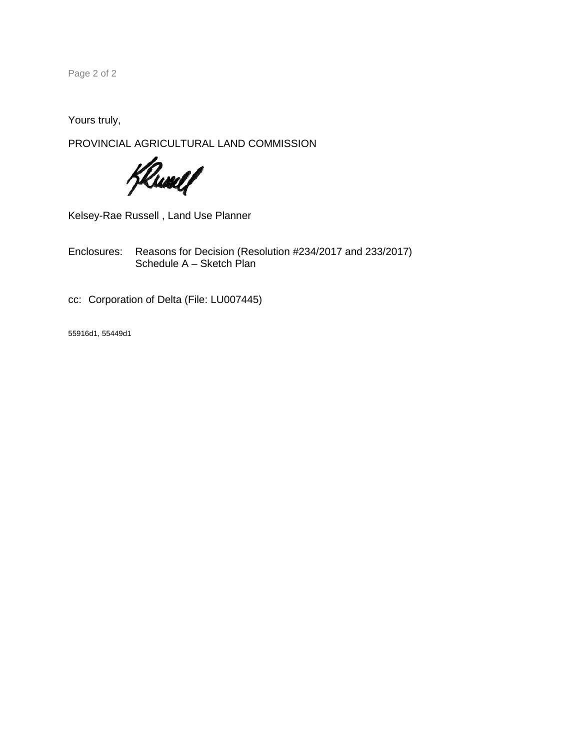Yours truly,

PROVINCIAL AGRICULTURAL LAND COMMISSION

Kelsey-Rae Russell , Land Use Planner

Enclosures: Reasons for Decision (Resolution #234/2017 and 233/2017)
Schedule A – Sketch Plan

cc: Corporation of Delta (File: LU007445)

55916d1, 55449d1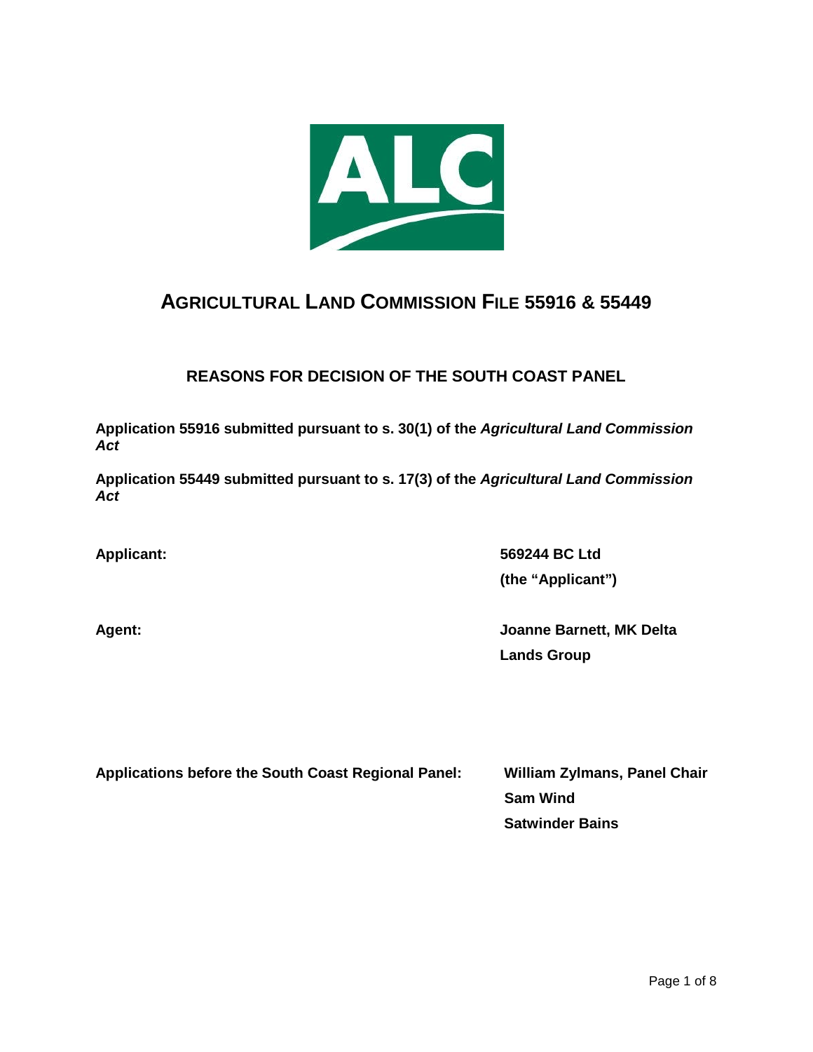# AGRICULTURAL LAND COMMISSION FILE 55916 & 55449

## REASONS FOR DECISION OF THE SOUTH COAST PANEL

**Application 55916 submitted pursuant to s. 30(1) of the *Agricultural Land Commission Act***

**Application 55449 submitted pursuant to s. 17(3) of the *Agricultural Land Commission Act***

| | |
|---|---|
| **Applicant:** | **569244 BC Ltd (the "Applicant")** |
| **Agent:** | **Joanne Barnett, MK Delta Lands Group** |

| | |
|---|---|
| **Applications before the South Coast Regional Panel:** | **William Zylmans, Panel Chair**<br>**Sam Wind**<br>**Satwinder Bains** |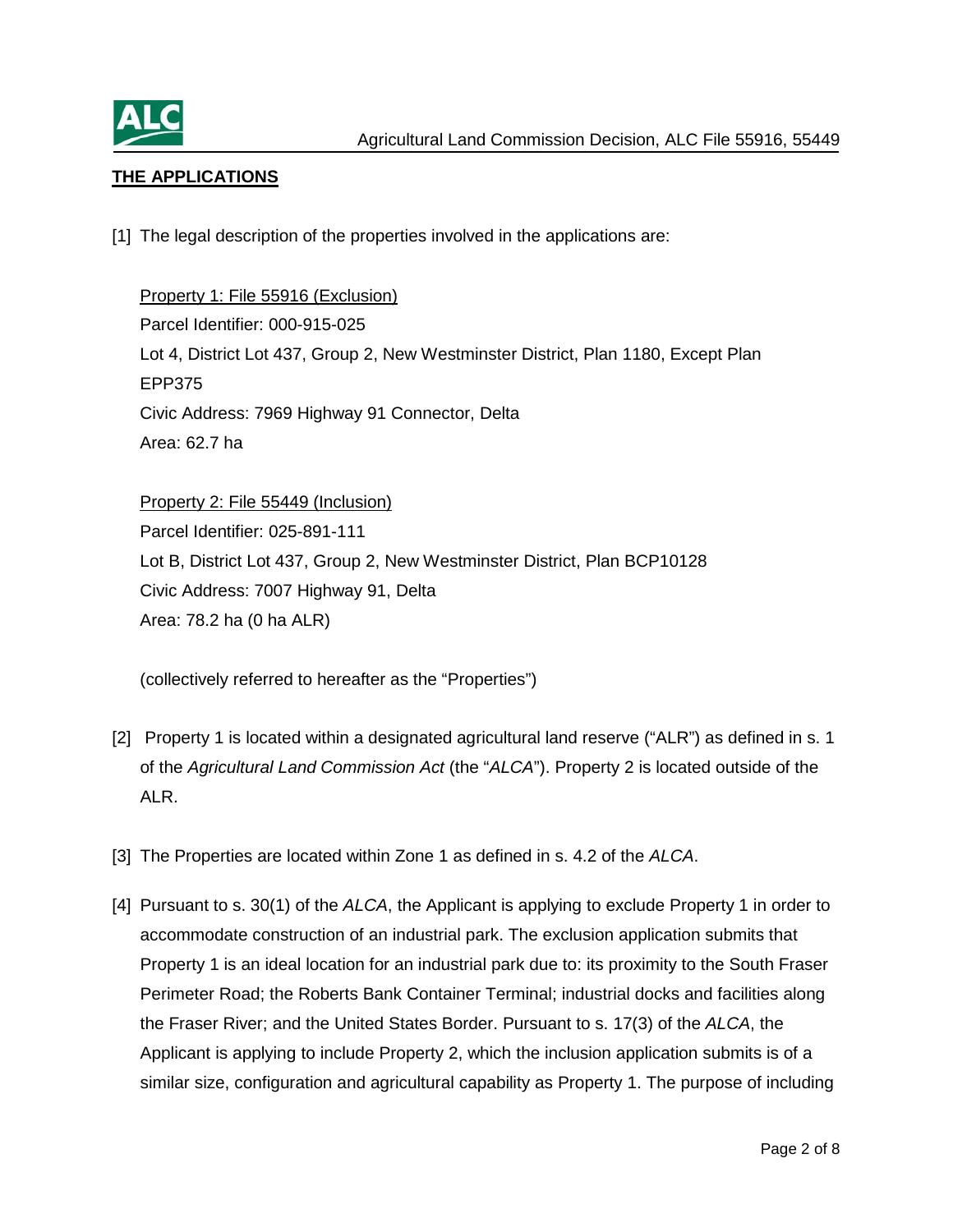## THE APPLICATIONS

[1] The legal description of the properties involved in the applications are:

Property 1: File 55916 (Exclusion)
Parcel Identifier: 000-915-025
Lot 4, District Lot 437, Group 2, New Westminster District, Plan 1180, Except Plan EPP375
Civic Address: 7969 Highway 91 Connector, Delta
Area: 62.7 ha

Property 2: File 55449 (Inclusion)
Parcel Identifier: 025-891-111
Lot B, District Lot 437, Group 2, New Westminster District, Plan BCP10128
Civic Address: 7007 Highway 91, Delta
Area: 78.2 ha (0 ha ALR)

(collectively referred to hereafter as the "Properties")

[2] Property 1 is located within a designated agricultural land reserve ("ALR") as defined in s. 1 of the *Agricultural Land Commission Act* (the "*ALCA*"). Property 2 is located outside of the ALR.

[3] The Properties are located within Zone 1 as defined in s. 4.2 of the *ALCA*.

[4] Pursuant to s. 30(1) of the *ALCA*, the Applicant is applying to exclude Property 1 in order to accommodate construction of an industrial park. The exclusion application submits that Property 1 is an ideal location for an industrial park due to: its proximity to the South Fraser Perimeter Road; the Roberts Bank Container Terminal; industrial docks and facilities along the Fraser River; and the United States Border. Pursuant to s. 17(3) of the *ALCA*, the Applicant is applying to include Property 2, which the inclusion application submits is of a similar size, configuration and agricultural capability as Property 1. The purpose of including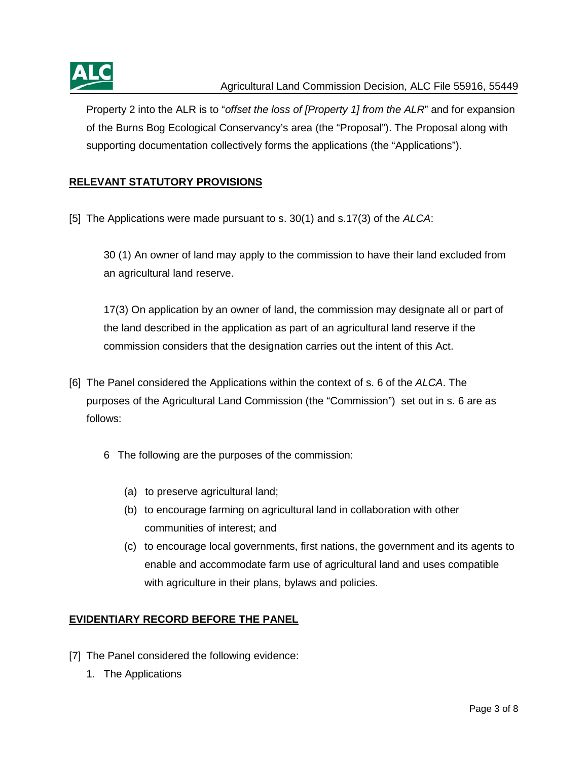Property 2 into the ALR is to "*offset the loss of [Property 1] from the ALR*" and for expansion of the Burns Bog Ecological Conservancy's area (the "Proposal"). The Proposal along with supporting documentation collectively forms the applications (the "Applications").

## RELEVANT STATUTORY PROVISIONS

[5] The Applications were made pursuant to s. 30(1) and s.17(3) of the *ALCA*:

> 30 (1) An owner of land may apply to the commission to have their land excluded from an agricultural land reserve.
>
> 17(3) On application by an owner of land, the commission may designate all or part of the land described in the application as part of an agricultural land reserve if the commission considers that the designation carries out the intent of this Act.

[6] The Panel considered the Applications within the context of s. 6 of the *ALCA*. The purposes of the Agricultural Land Commission (the "Commission") set out in s. 6 are as follows:

> 6 The following are the purposes of the commission:
>
> (a) to preserve agricultural land;
>
> (b) to encourage farming on agricultural land in collaboration with other communities of interest; and
>
> (c) to encourage local governments, first nations, the government and its agents to enable and accommodate farm use of agricultural land and uses compatible with agriculture in their plans, bylaws and policies.

## EVIDENTIARY RECORD BEFORE THE PANEL

[7] The Panel considered the following evidence:

1. The Applications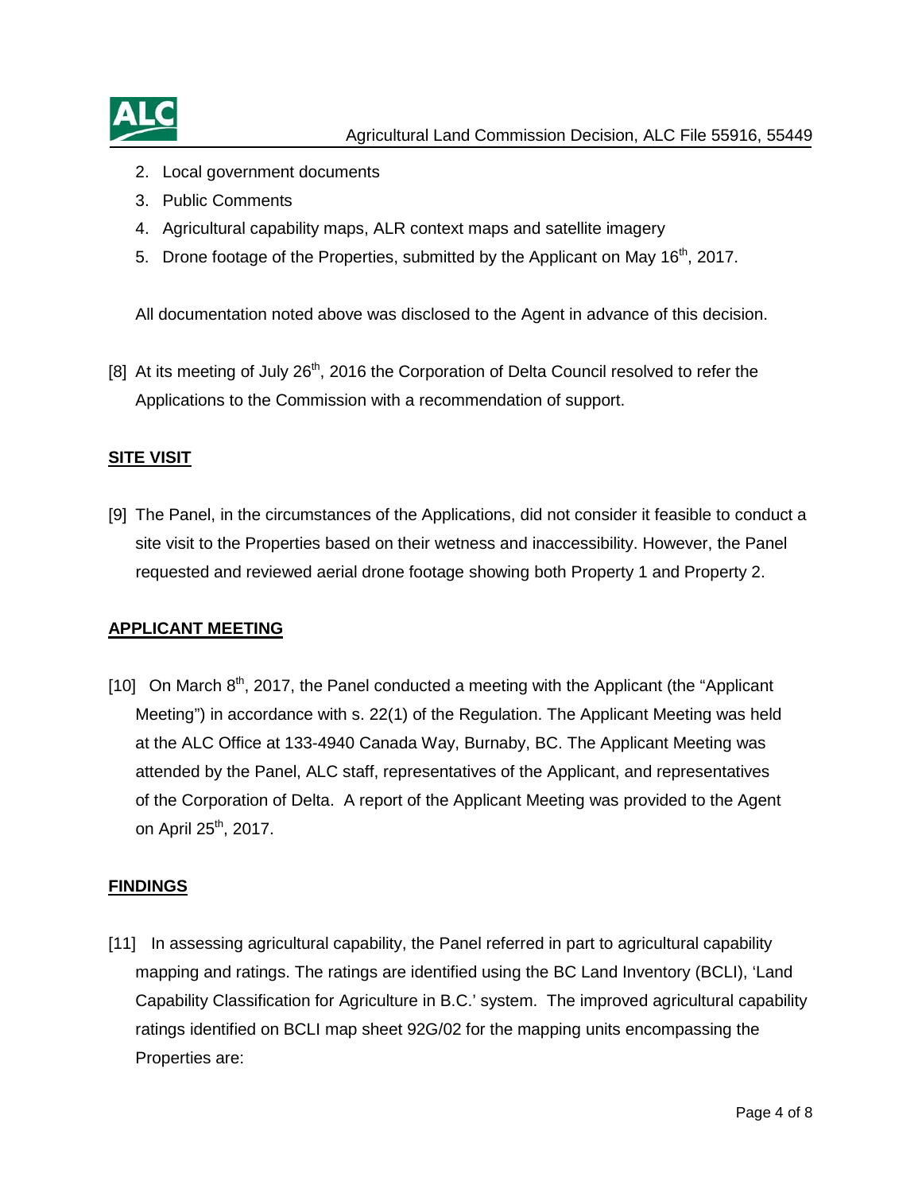2. Local government documents
3. Public Comments
4. Agricultural capability maps, ALR context maps and satellite imagery
5. Drone footage of the Properties, submitted by the Applicant on May 16th, 2017.

All documentation noted above was disclosed to the Agent in advance of this decision.

[8] At its meeting of July 26th, 2016 the Corporation of Delta Council resolved to refer the Applications to the Commission with a recommendation of support.

## SITE VISIT

[9] The Panel, in the circumstances of the Applications, did not consider it feasible to conduct a site visit to the Properties based on their wetness and inaccessibility. However, the Panel requested and reviewed aerial drone footage showing both Property 1 and Property 2.

## APPLICANT MEETING

[10] On March 8th, 2017, the Panel conducted a meeting with the Applicant (the "Applicant Meeting") in accordance with s. 22(1) of the Regulation. The Applicant Meeting was held at the ALC Office at 133-4940 Canada Way, Burnaby, BC. The Applicant Meeting was attended by the Panel, ALC staff, representatives of the Applicant, and representatives of the Corporation of Delta. A report of the Applicant Meeting was provided to the Agent on April 25th, 2017.

## FINDINGS

[11] In assessing agricultural capability, the Panel referred in part to agricultural capability mapping and ratings. The ratings are identified using the BC Land Inventory (BCLI), 'Land Capability Classification for Agriculture in B.C.' system. The improved agricultural capability ratings identified on BCLI map sheet 92G/02 for the mapping units encompassing the Properties are: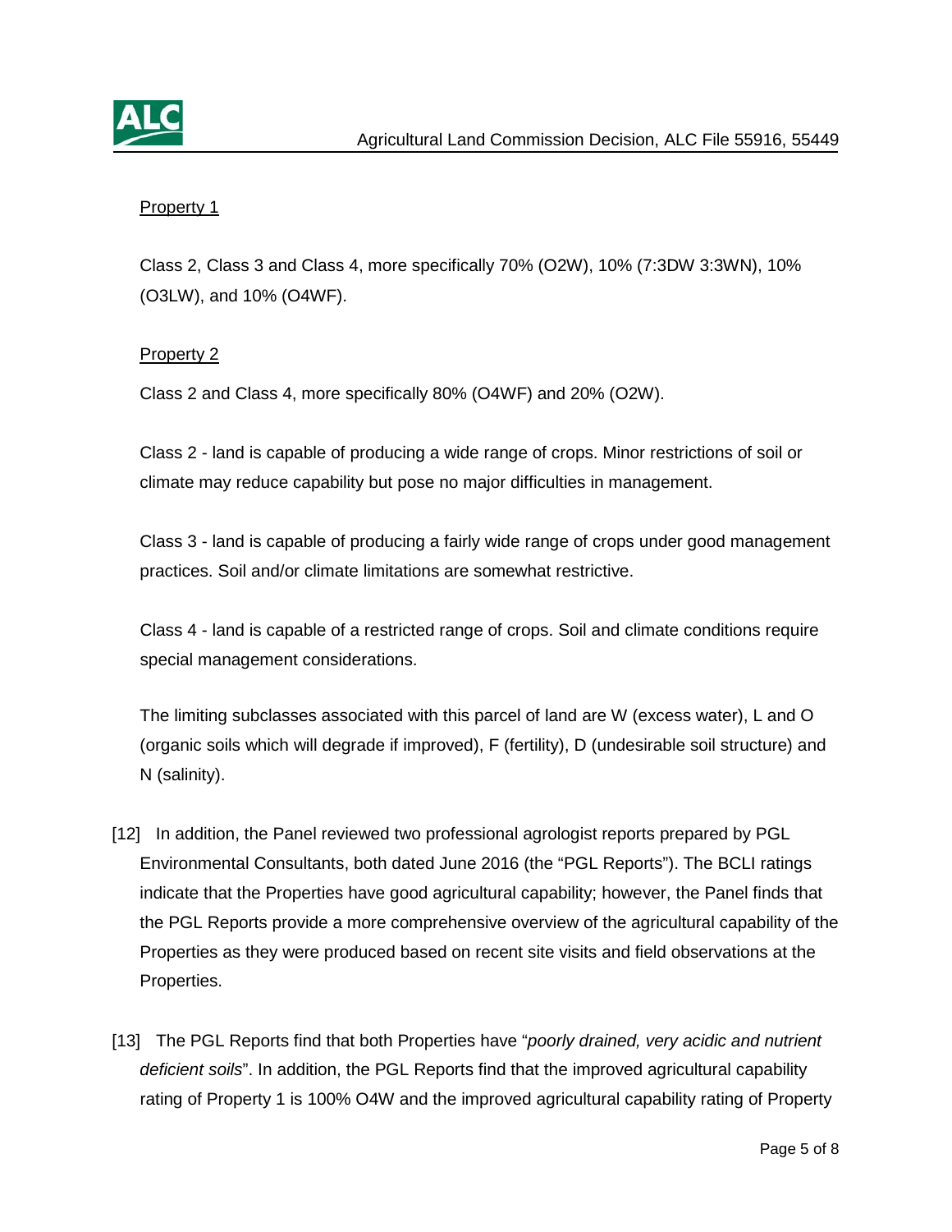Property 1

Class 2, Class 3 and Class 4, more specifically 70% (O2W), 10% (7:3DW 3:3WN), 10% (O3LW), and 10% (O4WF).

Property 2

Class 2 and Class 4, more specifically 80% (O4WF) and 20% (O2W).

Class 2 - land is capable of producing a wide range of crops. Minor restrictions of soil or climate may reduce capability but pose no major difficulties in management.

Class 3 - land is capable of producing a fairly wide range of crops under good management practices. Soil and/or climate limitations are somewhat restrictive.

Class 4 - land is capable of a restricted range of crops. Soil and climate conditions require special management considerations.

The limiting subclasses associated with this parcel of land are W (excess water), L and O (organic soils which will degrade if improved), F (fertility), D (undesirable soil structure) and N (salinity).

[12] In addition, the Panel reviewed two professional agrologist reports prepared by PGL Environmental Consultants, both dated June 2016 (the "PGL Reports"). The BCLI ratings indicate that the Properties have good agricultural capability; however, the Panel finds that the PGL Reports provide a more comprehensive overview of the agricultural capability of the Properties as they were produced based on recent site visits and field observations at the Properties.

[13] The PGL Reports find that both Properties have "*poorly drained, very acidic and nutrient deficient soils*". In addition, the PGL Reports find that the improved agricultural capability rating of Property 1 is 100% O4W and the improved agricultural capability rating of Property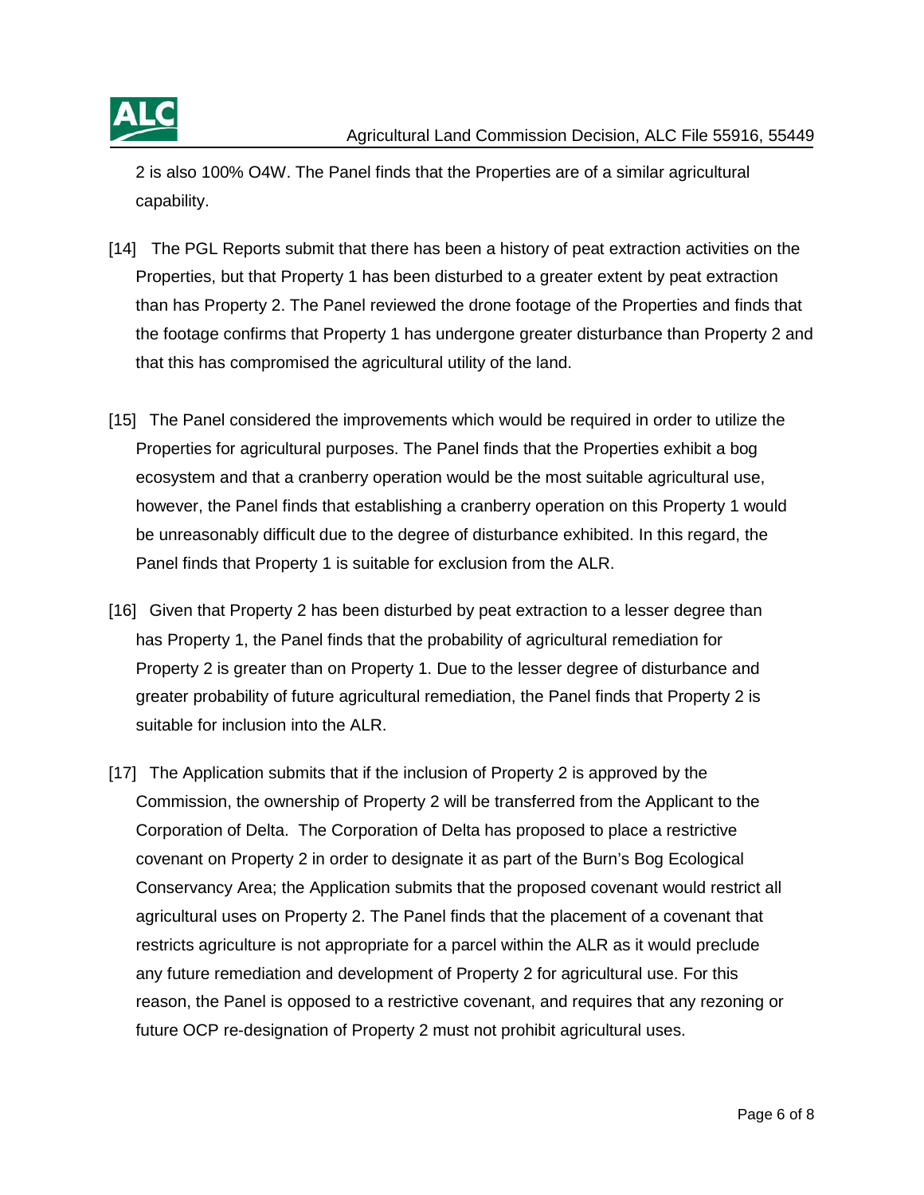2 is also 100% O4W. The Panel finds that the Properties are of a similar agricultural capability.

[14] The PGL Reports submit that there has been a history of peat extraction activities on the Properties, but that Property 1 has been disturbed to a greater extent by peat extraction than has Property 2. The Panel reviewed the drone footage of the Properties and finds that the footage confirms that Property 1 has undergone greater disturbance than Property 2 and that this has compromised the agricultural utility of the land.

[15] The Panel considered the improvements which would be required in order to utilize the Properties for agricultural purposes. The Panel finds that the Properties exhibit a bog ecosystem and that a cranberry operation would be the most suitable agricultural use, however, the Panel finds that establishing a cranberry operation on this Property 1 would be unreasonably difficult due to the degree of disturbance exhibited. In this regard, the Panel finds that Property 1 is suitable for exclusion from the ALR.

[16] Given that Property 2 has been disturbed by peat extraction to a lesser degree than has Property 1, the Panel finds that the probability of agricultural remediation for Property 2 is greater than on Property 1. Due to the lesser degree of disturbance and greater probability of future agricultural remediation, the Panel finds that Property 2 is suitable for inclusion into the ALR.

[17] The Application submits that if the inclusion of Property 2 is approved by the Commission, the ownership of Property 2 will be transferred from the Applicant to the Corporation of Delta. The Corporation of Delta has proposed to place a restrictive covenant on Property 2 in order to designate it as part of the Burn's Bog Ecological Conservancy Area; the Application submits that the proposed covenant would restrict all agricultural uses on Property 2. The Panel finds that the placement of a covenant that restricts agriculture is not appropriate for a parcel within the ALR as it would preclude any future remediation and development of Property 2 for agricultural use. For this reason, the Panel is opposed to a restrictive covenant, and requires that any rezoning or future OCP re-designation of Property 2 must not prohibit agricultural uses.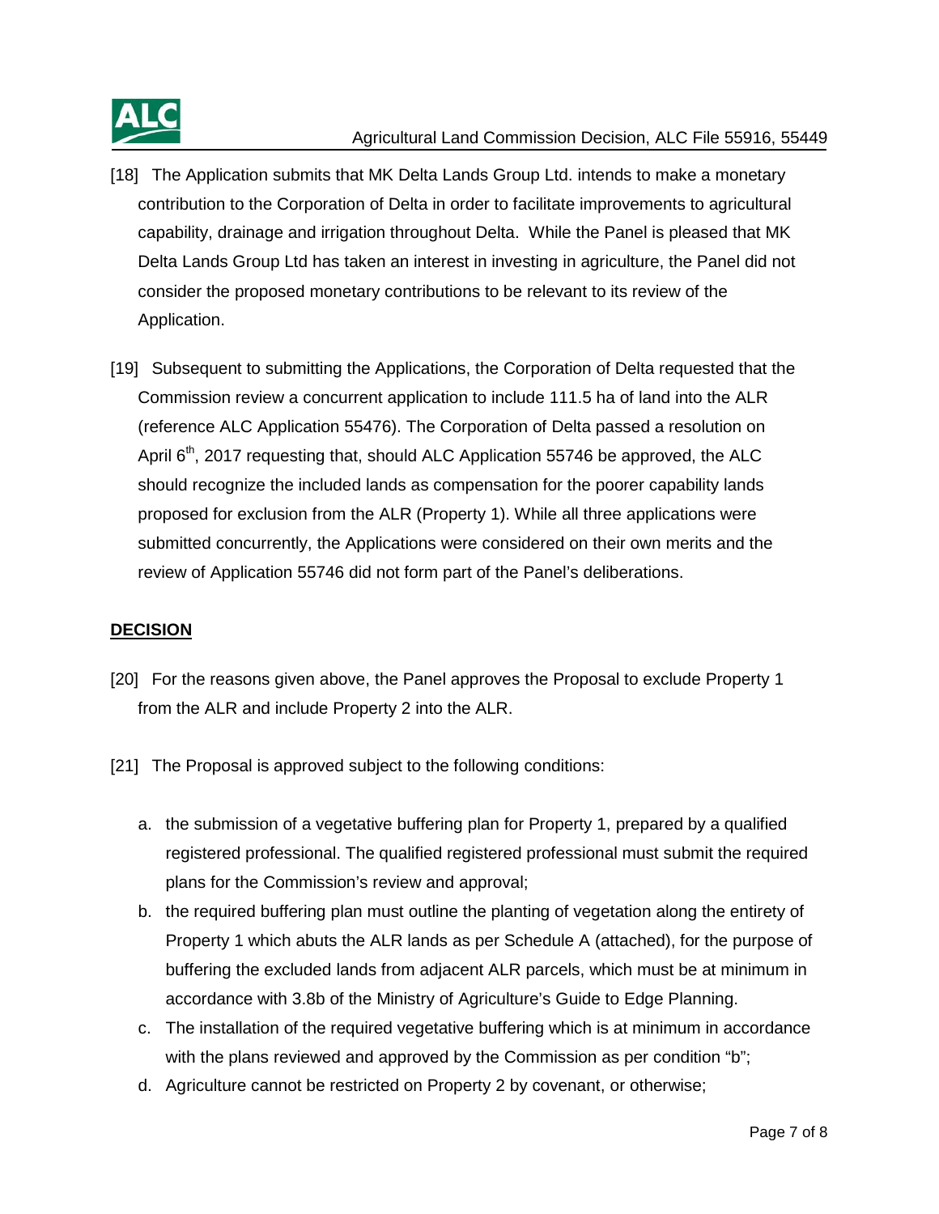[18] The Application submits that MK Delta Lands Group Ltd. intends to make a monetary contribution to the Corporation of Delta in order to facilitate improvements to agricultural capability, drainage and irrigation throughout Delta. While the Panel is pleased that MK Delta Lands Group Ltd has taken an interest in investing in agriculture, the Panel did not consider the proposed monetary contributions to be relevant to its review of the Application.

[19] Subsequent to submitting the Applications, the Corporation of Delta requested that the Commission review a concurrent application to include 111.5 ha of land into the ALR (reference ALC Application 55476). The Corporation of Delta passed a resolution on April 6th, 2017 requesting that, should ALC Application 55746 be approved, the ALC should recognize the included lands as compensation for the poorer capability lands proposed for exclusion from the ALR (Property 1). While all three applications were submitted concurrently, the Applications were considered on their own merits and the review of Application 55746 did not form part of the Panel's deliberations.

## DECISION

[20] For the reasons given above, the Panel approves the Proposal to exclude Property 1 from the ALR and include Property 2 into the ALR.

[21] The Proposal is approved subject to the following conditions:

a. the submission of a vegetative buffering plan for Property 1, prepared by a qualified registered professional. The qualified registered professional must submit the required plans for the Commission's review and approval;
b. the required buffering plan must outline the planting of vegetation along the entirety of Property 1 which abuts the ALR lands as per Schedule A (attached), for the purpose of buffering the excluded lands from adjacent ALR parcels, which must be at minimum in accordance with 3.8b of the Ministry of Agriculture's Guide to Edge Planning.
c. The installation of the required vegetative buffering which is at minimum in accordance with the plans reviewed and approved by the Commission as per condition "b";
d. Agriculture cannot be restricted on Property 2 by covenant, or otherwise;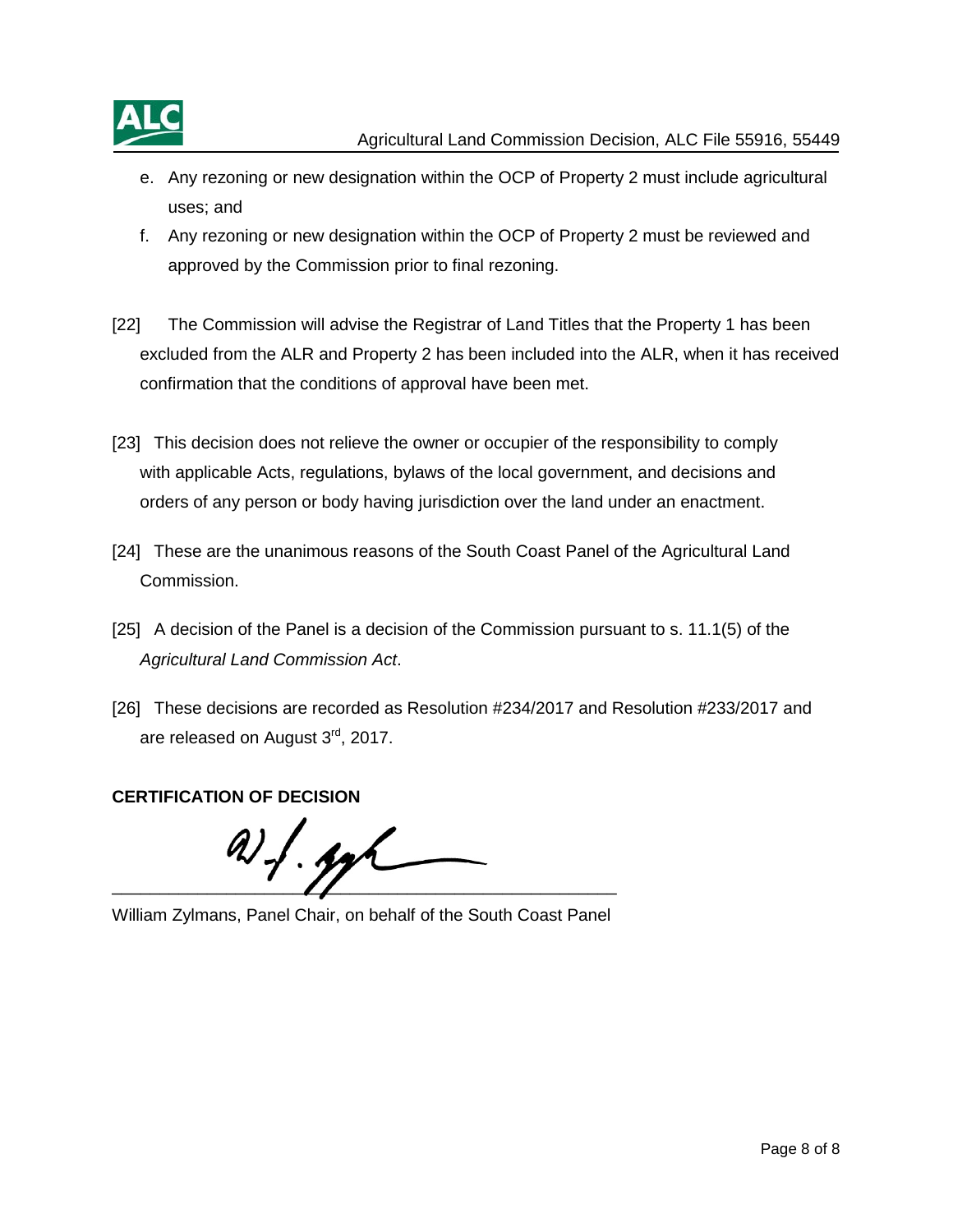e. Any rezoning or new designation within the OCP of Property 2 must include agricultural uses; and
f. Any rezoning or new designation within the OCP of Property 2 must be reviewed and approved by the Commission prior to final rezoning.

[22] The Commission will advise the Registrar of Land Titles that the Property 1 has been excluded from the ALR and Property 2 has been included into the ALR, when it has received confirmation that the conditions of approval have been met.

[23] This decision does not relieve the owner or occupier of the responsibility to comply with applicable Acts, regulations, bylaws of the local government, and decisions and orders of any person or body having jurisdiction over the land under an enactment.

[24] These are the unanimous reasons of the South Coast Panel of the Agricultural Land Commission.

[25] A decision of the Panel is a decision of the Commission pursuant to s. 11.1(5) of the *Agricultural Land Commission Act*.

[26] These decisions are recorded as Resolution #234/2017 and Resolution #233/2017 and are released on August 3rd, 2017.

**CERTIFICATION OF DECISION**

\_\_\_\_\_\_\_\_\_\_\_\_\_\_\_\_\_\_\_\_\_\_\_\_\_\_\_\_\_\_\_\_\_\_\_\_\_\_\_\_\_\_\_\_\_\_\_\_\_\_\_\_

William Zylmans, Panel Chair, on behalf of the South Coast Panel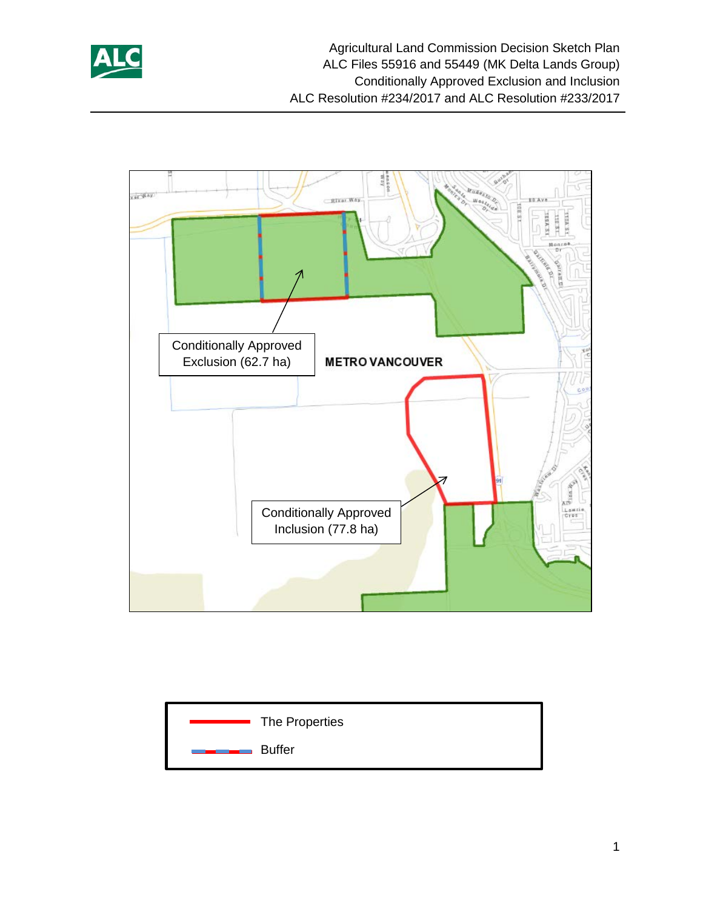Agricultural Land Commission Decision Sketch Plan
ALC Files 55916 and 55449 (MK Delta Lands Group)
Conditionally Approved Exclusion and Inclusion
ALC Resolution #234/2017 and ALC Resolution #233/2017

Conditionally Approved Exclusion (62.7 ha)

METRO VANCOUVER

Conditionally Approved Inclusion (77.8 ha)

The Properties

Buffer